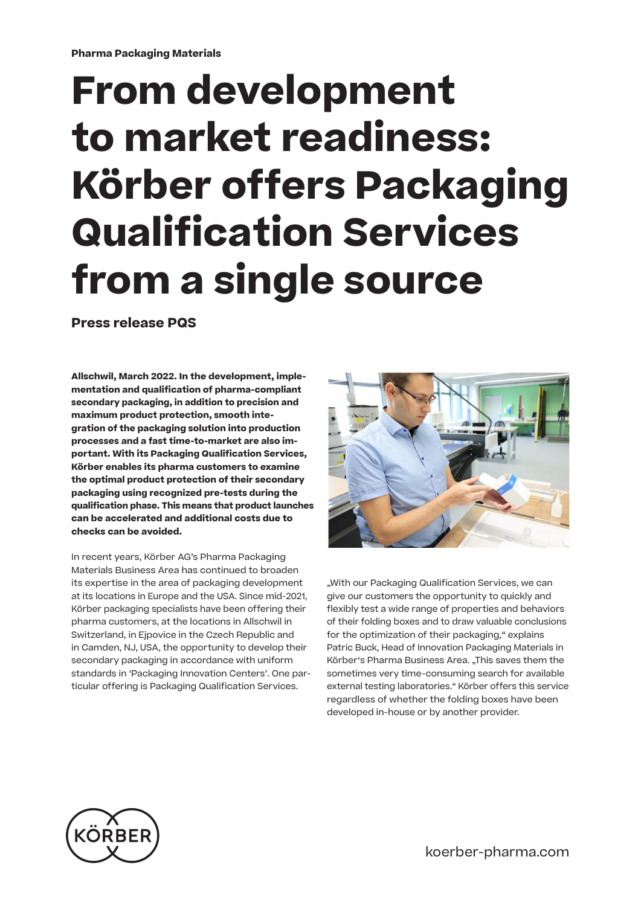**Pharma Packaging Materials**

# From development to market readiness: Körber offers Packaging Qualification Services from a single source

**Press release PQS**

**Allschwil, March 2022. In the development, implementation and qualification of pharma-compliant secondary packaging, in addition to precision and maximum product protection, smooth integration of the packaging solution into production processes and a fast time-to-market are also important. With its Packaging Qualification Services, Körber enables its pharma customers to examine the optimal product protection of their secondary packaging using recognized pre-tests during the qualification phase. This means that product launches can be accelerated and additional costs due to checks can be avoided.**

In recent years, Körber AG's Pharma Packaging Materials Business Area has continued to broaden its expertise in the area of packaging development at its locations in Europe and the USA. Since mid-2021, Körber packaging specialists have been offering their pharma customers, at the locations in Allschwil in Switzerland, in Ejpovice in the Czech Republic and in Camden, NJ, USA, the opportunity to develop their secondary packaging in accordance with uniform standards in 'Packaging Innovation Centers'. One particular offering is Packaging Qualification Services.

„With our Packaging Qualification Services, we can give our customers the opportunity to quickly and flexibly test a wide range of properties and behaviors of their folding boxes and to draw valuable conclusions for the optimization of their packaging," explains Patric Buck, Head of Innovation Packaging Materials in Körber's Pharma Business Area. „This saves them the sometimes very time-consuming search for available external testing laboratories." Körber offers this service regardless of whether the folding boxes have been developed in-house or by another provider.

koerber-pharma.com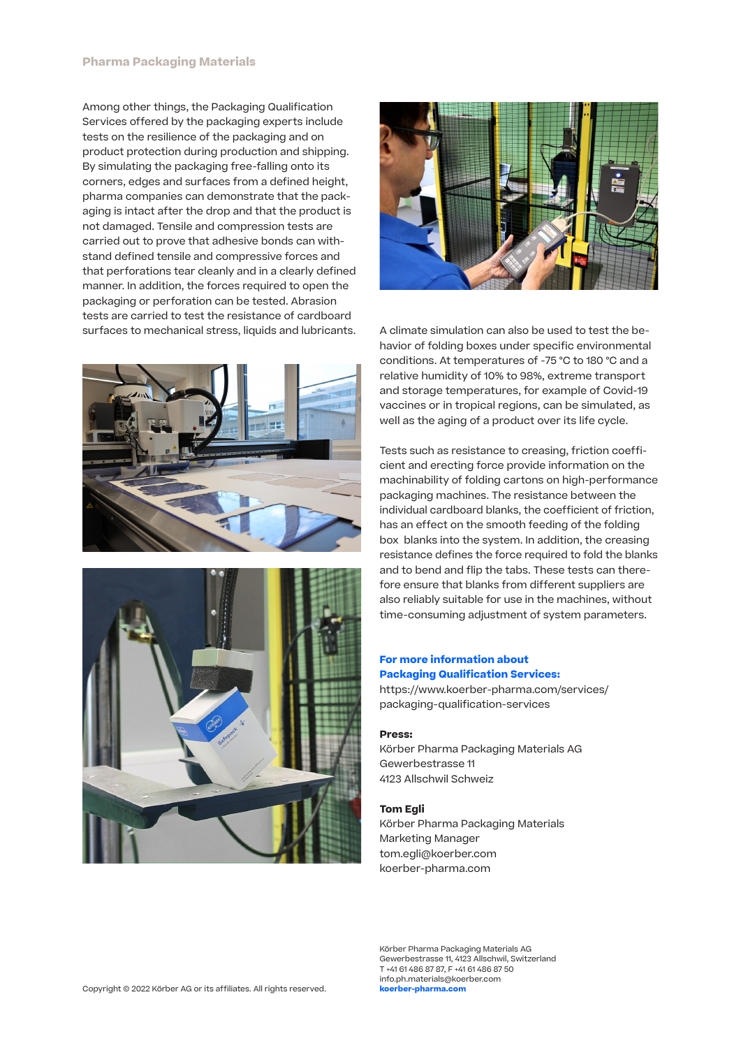Among other things, the Packaging Qualification Services offered by the packaging experts include tests on the resilience of the packaging and on product protection during production and shipping. By simulating the packaging free-falling onto its corners, edges and surfaces from a defined height, pharma companies can demonstrate that the packaging is intact after the drop and that the product is not damaged. Tensile and compression tests are carried out to prove that adhesive bonds can withstand defined tensile and compressive forces and that perforations tear cleanly and in a clearly defined manner. In addition, the forces required to open the packaging or perforation can be tested. Abrasion tests are carried out to test the resistance of cardboard surfaces to mechanical stress, liquids and lubricants.

A climate simulation can also be used to test the behavior of folding boxes under specific environmental conditions. At temperatures of -75 °C to 180 °C and a relative humidity of 10% to 98%, extreme transport and storage temperatures, for example of Covid-19 vaccines or in tropical regions, can be simulated, as well as the aging of a product over its life cycle.

Tests such as resistance to creasing, friction coefficient and erecting force provide information on the machinability of folding cartons on high-performance packaging machines. The resistance between the individual cardboard blanks, the coefficient of friction, has an effect on the smooth feeding of the folding box blanks into the system. In addition, the creasing resistance defines the force required to fold the blanks and to bend and flip the tabs. These tests can therefore ensure that blanks from different suppliers are also reliably suitable for use in the machines, without time-consuming adjustment of system parameters.

**For more information about Packaging Qualification Services:**
https://www.koerber-pharma.com/services/packaging-qualification-services

**Press:**
Körber Pharma Packaging Materials AG
Gewerbestrasse 11
4123 Allschwil Schweiz

**Tom Egli**
Körber Pharma Packaging Materials
Marketing Manager
tom.egli@koerber.com
koerber-pharma.com

Copyright © 2022 Körber AG or its affiliates. All rights reserved.

Körber Pharma Packaging Materials AG
Gewerbestrasse 11, 4123 Allschwil, Switzerland
T +41 61 486 87 87, F +41 61 486 87 50
info.ph.materials@koerber.com
**koerber-pharma.com**